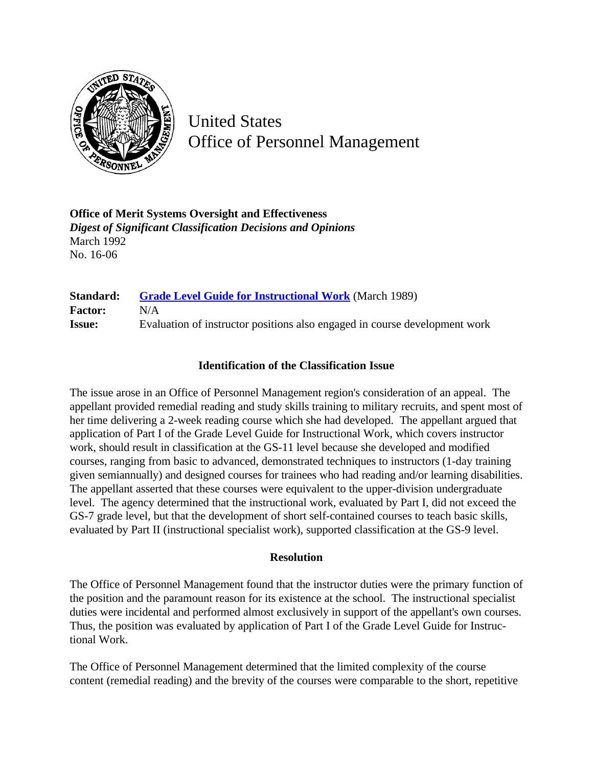United States
Office of Personnel Management

**Office of Merit Systems Oversight and Effectiveness**
***Digest of Significant Classification Decisions and Opinions***
March 1992
No. 16-06

| | |
|---|---|
| **Standard:** | [Grade Level Guide for Instructional Work](#) (March 1989) |
| **Factor:** | N/A |
| **Issue:** | Evaluation of instructor positions also engaged in course development work |

## Identification of the Classification Issue

The issue arose in an Office of Personnel Management region's consideration of an appeal. The appellant provided remedial reading and study skills training to military recruits, and spent most of her time delivering a 2-week reading course which she had developed. The appellant argued that application of Part I of the Grade Level Guide for Instructional Work, which covers instructor work, should result in classification at the GS-11 level because she developed and modified courses, ranging from basic to advanced, demonstrated techniques to instructors (1-day training given semiannually) and designed courses for trainees who had reading and/or learning disabilities. The appellant asserted that these courses were equivalent to the upper-division undergraduate level. The agency determined that the instructional work, evaluated by Part I, did not exceed the GS-7 grade level, but that the development of short self-contained courses to teach basic skills, evaluated by Part II (instructional specialist work), supported classification at the GS-9 level.

## Resolution

The Office of Personnel Management found that the instructor duties were the primary function of the position and the paramount reason for its existence at the school. The instructional specialist duties were incidental and performed almost exclusively in support of the appellant's own courses. Thus, the position was evaluated by application of Part I of the Grade Level Guide for Instructional Work.

The Office of Personnel Management determined that the limited complexity of the course content (remedial reading) and the brevity of the courses were comparable to the short, repetitive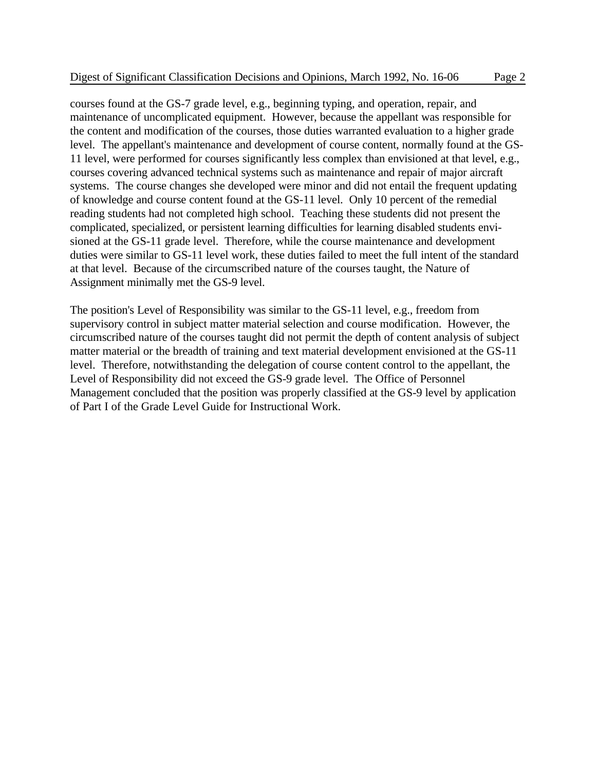courses found at the GS-7 grade level, e.g., beginning typing, and operation, repair, and maintenance of uncomplicated equipment. However, because the appellant was responsible for the content and modification of the courses, those duties warranted evaluation to a higher grade level. The appellant's maintenance and development of course content, normally found at the GS-11 level, were performed for courses significantly less complex than envisioned at that level, e.g., courses covering advanced technical systems such as maintenance and repair of major aircraft systems. The course changes she developed were minor and did not entail the frequent updating of knowledge and course content found at the GS-11 level. Only 10 percent of the remedial reading students had not completed high school. Teaching these students did not present the complicated, specialized, or persistent learning difficulties for learning disabled students envisioned at the GS-11 grade level. Therefore, while the course maintenance and development duties were similar to GS-11 level work, these duties failed to meet the full intent of the standard at that level. Because of the circumscribed nature of the courses taught, the Nature of Assignment minimally met the GS-9 level.

The position's Level of Responsibility was similar to the GS-11 level, e.g., freedom from supervisory control in subject matter material selection and course modification. However, the circumscribed nature of the courses taught did not permit the depth of content analysis of subject matter material or the breadth of training and text material development envisioned at the GS-11 level. Therefore, notwithstanding the delegation of course content control to the appellant, the Level of Responsibility did not exceed the GS-9 grade level. The Office of Personnel Management concluded that the position was properly classified at the GS-9 level by application of Part I of the Grade Level Guide for Instructional Work.